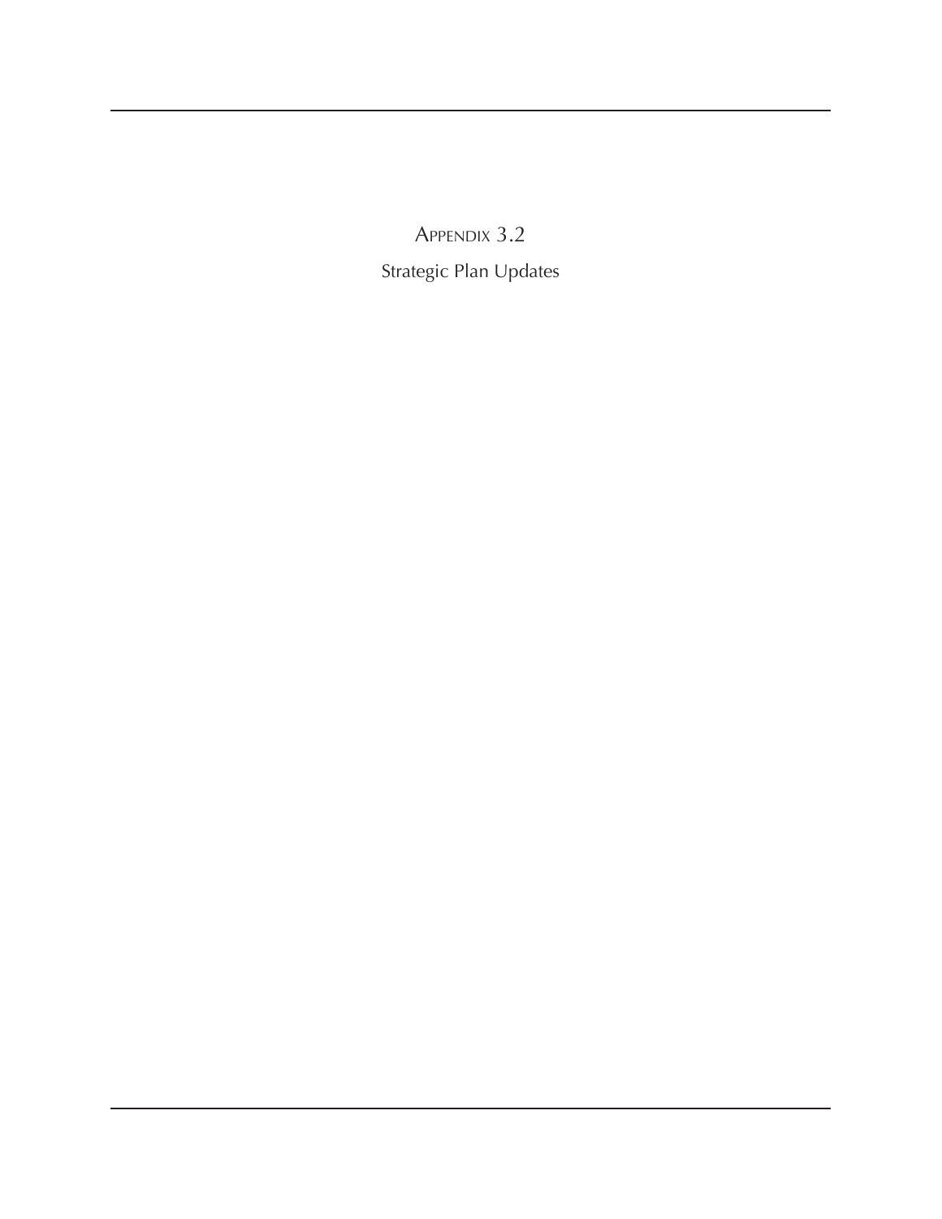# Appendix 3.2

## Strategic Plan Updates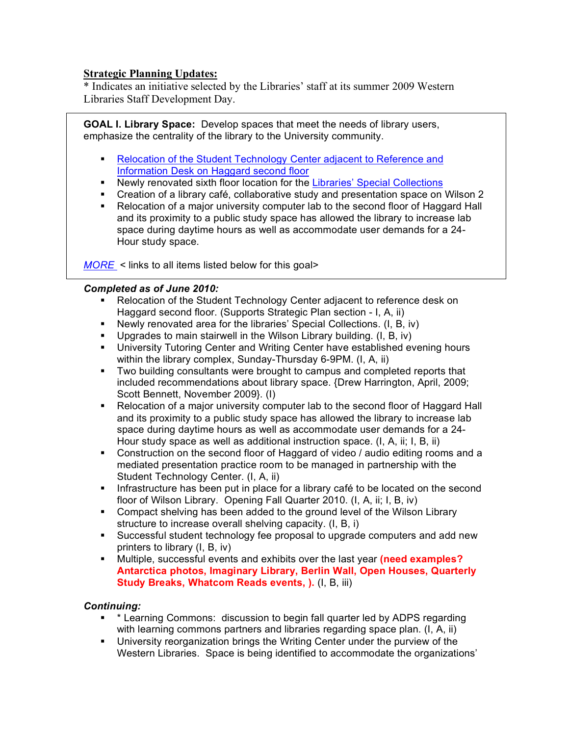**Strategic Planning Updates:**

* Indicates an initiative selected by the Libraries' staff at its summer 2009 Western Libraries Staff Development Day.

**GOAL I. Library Space:** Develop spaces that meet the needs of library users, emphasize the centrality of the library to the University community.

- Relocation of the Student Technology Center adjacent to Reference and Information Desk on Haggard second floor
- Newly renovated sixth floor location for the Libraries' Special Collections
- Creation of a library café, collaborative study and presentation space on Wilson 2
- Relocation of a major university computer lab to the second floor of Haggard Hall and its proximity to a public study space has allowed the library to increase lab space during daytime hours as well as accommodate user demands for a 24-Hour study space.

*MORE* < links to all items listed below for this goal>

***Completed as of June 2010:***

- Relocation of the Student Technology Center adjacent to reference desk on Haggard second floor. (Supports Strategic Plan section - I, A, ii)
- Newly renovated area for the libraries' Special Collections. (I, B, iv)
- Upgrades to main stairwell in the Wilson Library building. (I, B, iv)
- University Tutoring Center and Writing Center have established evening hours within the library complex, Sunday-Thursday 6-9PM. (I, A, ii)
- Two building consultants were brought to campus and completed reports that included recommendations about library space. {Drew Harrington, April, 2009; Scott Bennett, November 2009}. (I)
- Relocation of a major university computer lab to the second floor of Haggard Hall and its proximity to a public study space has allowed the library to increase lab space during daytime hours as well as accommodate user demands for a 24-Hour study space as well as additional instruction space. (I, A, ii; I, B, ii)
- Construction on the second floor of Haggard of video / audio editing rooms and a mediated presentation practice room to be managed in partnership with the Student Technology Center. (I, A, ii)
- Infrastructure has been put in place for a library café to be located on the second floor of Wilson Library. Opening Fall Quarter 2010. (I, A, ii; I, B, iv)
- Compact shelving has been added to the ground level of the Wilson Library structure to increase overall shelving capacity. (I, B, i)
- Successful student technology fee proposal to upgrade computers and add new printers to library (I, B, iv)
- Multiple, successful events and exhibits over the last year **(need examples? Antarctica photos, Imaginary Library, Berlin Wall, Open Houses, Quarterly Study Breaks, Whatcom Reads events, ).** (I, B, iii)

***Continuing:***

- * Learning Commons: discussion to begin fall quarter led by ADPS regarding with learning commons partners and libraries regarding space plan. (I, A, ii)
- University reorganization brings the Writing Center under the purview of the Western Libraries. Space is being identified to accommodate the organizations'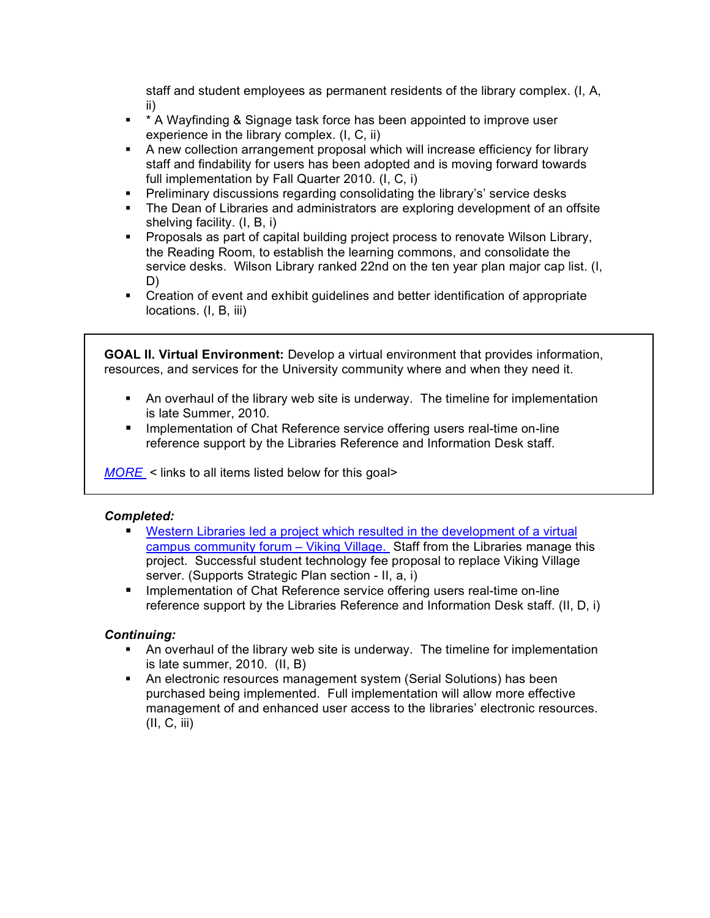staff and student employees as permanent residents of the library complex. (I, A, ii)

- * A Wayfinding & Signage task force has been appointed to improve user experience in the library complex. (I, C, ii)
- A new collection arrangement proposal which will increase efficiency for library staff and findability for users has been adopted and is moving forward towards full implementation by Fall Quarter 2010. (I, C, i)
- Preliminary discussions regarding consolidating the library's' service desks
- The Dean of Libraries and administrators are exploring development of an offsite shelving facility. (I, B, i)
- Proposals as part of capital building project process to renovate Wilson Library, the Reading Room, to establish the learning commons, and consolidate the service desks. Wilson Library ranked 22nd on the ten year plan major cap list. (I, D)
- Creation of event and exhibit guidelines and better identification of appropriate locations. (I, B, iii)

**GOAL II. Virtual Environment:** Develop a virtual environment that provides information, resources, and services for the University community where and when they need it.

- An overhaul of the library web site is underway. The timeline for implementation is late Summer, 2010.
- Implementation of Chat Reference service offering users real-time on-line reference support by the Libraries Reference and Information Desk staff.

*MORE* < links to all items listed below for this goal>

***Completed:***

- Western Libraries led a project which resulted in the development of a virtual campus community forum – Viking Village. Staff from the Libraries manage this project. Successful student technology fee proposal to replace Viking Village server. (Supports Strategic Plan section - II, a, i)
- Implementation of Chat Reference service offering users real-time on-line reference support by the Libraries Reference and Information Desk staff. (II, D, i)

***Continuing:***

- An overhaul of the library web site is underway. The timeline for implementation is late summer, 2010. (II, B)
- An electronic resources management system (Serial Solutions) has been purchased being implemented. Full implementation will allow more effective management of and enhanced user access to the libraries' electronic resources. (II, C, iii)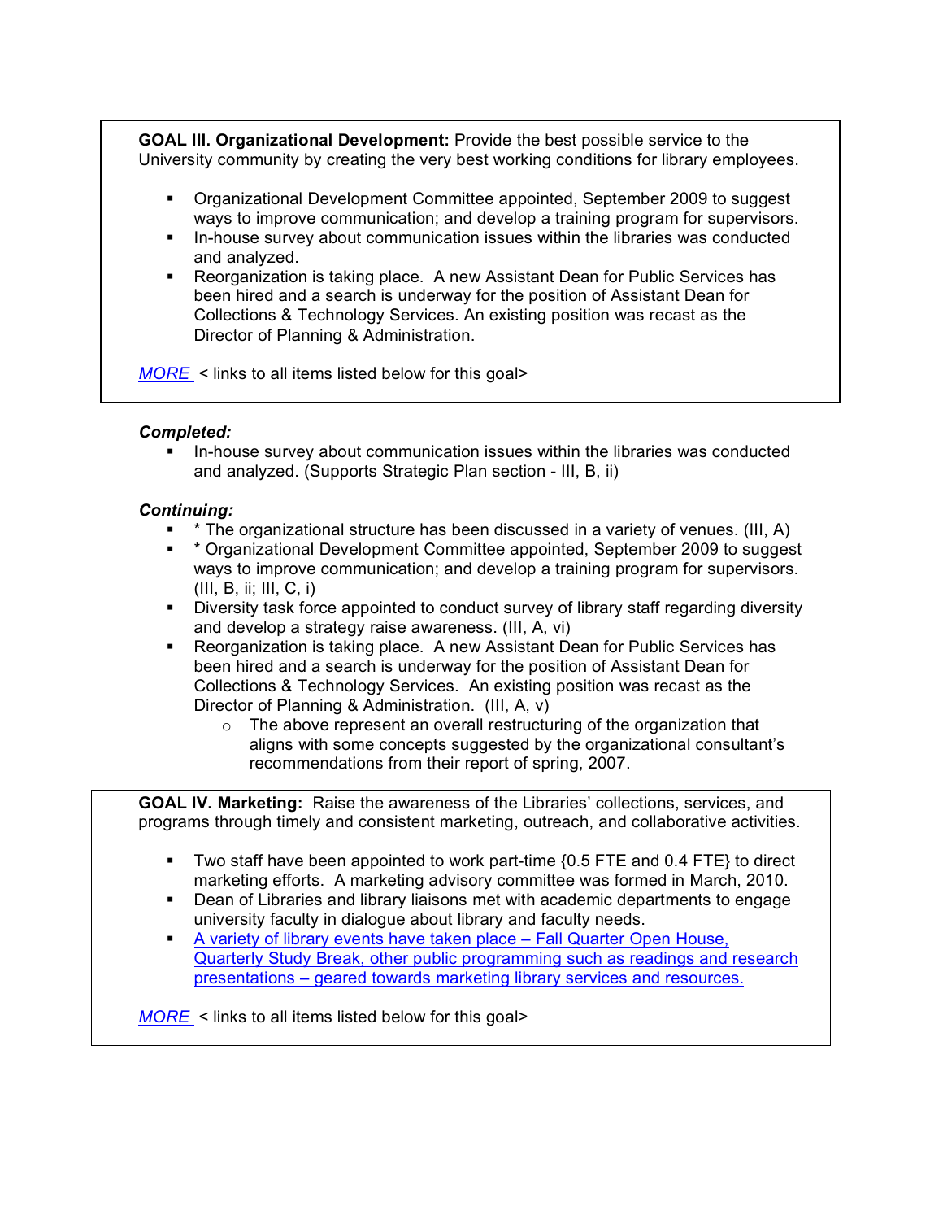**GOAL III. Organizational Development:** Provide the best possible service to the University community by creating the very best working conditions for library employees.

- Organizational Development Committee appointed, September 2009 to suggest ways to improve communication; and develop a training program for supervisors.
- In-house survey about communication issues within the libraries was conducted and analyzed.
- Reorganization is taking place. A new Assistant Dean for Public Services has been hired and a search is underway for the position of Assistant Dean for Collections & Technology Services. An existing position was recast as the Director of Planning & Administration.

MORE < links to all items listed below for this goal>

***Completed:***

- In-house survey about communication issues within the libraries was conducted and analyzed. (Supports Strategic Plan section - III, B, ii)

***Continuing:***

- * The organizational structure has been discussed in a variety of venues. (III, A)
- * Organizational Development Committee appointed, September 2009 to suggest ways to improve communication; and develop a training program for supervisors. (III, B, ii; III, C, i)
- Diversity task force appointed to conduct survey of library staff regarding diversity and develop a strategy raise awareness. (III, A, vi)
- Reorganization is taking place. A new Assistant Dean for Public Services has been hired and a search is underway for the position of Assistant Dean for Collections & Technology Services. An existing position was recast as the Director of Planning & Administration. (III, A, v)
  - The above represent an overall restructuring of the organization that aligns with some concepts suggested by the organizational consultant's recommendations from their report of spring, 2007.

**GOAL IV. Marketing:** Raise the awareness of the Libraries' collections, services, and programs through timely and consistent marketing, outreach, and collaborative activities.

- Two staff have been appointed to work part-time {0.5 FTE and 0.4 FTE} to direct marketing efforts. A marketing advisory committee was formed in March, 2010.
- Dean of Libraries and library liaisons met with academic departments to engage university faculty in dialogue about library and faculty needs.
- A variety of library events have taken place – Fall Quarter Open House, Quarterly Study Break, other public programming such as readings and research presentations – geared towards marketing library services and resources.

MORE < links to all items listed below for this goal>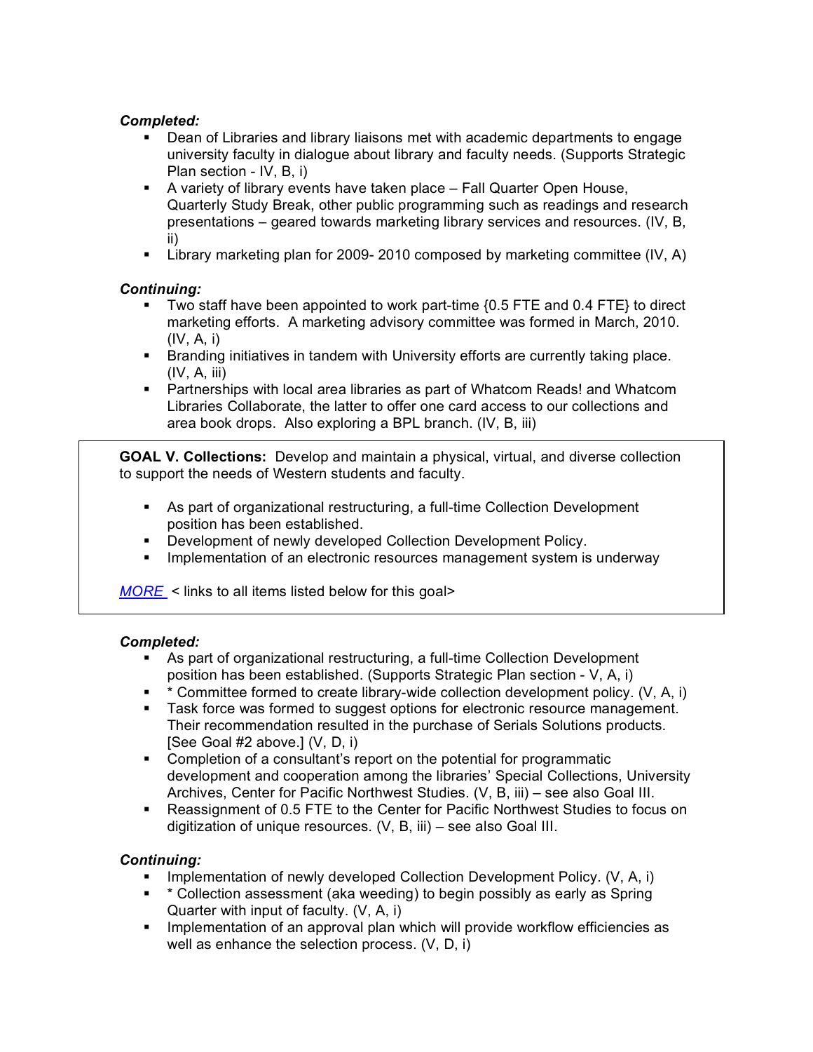***Completed:***

- Dean of Libraries and library liaisons met with academic departments to engage university faculty in dialogue about library and faculty needs. (Supports Strategic Plan section - IV, B, i)
- A variety of library events have taken place – Fall Quarter Open House, Quarterly Study Break, other public programming such as readings and research presentations – geared towards marketing library services and resources. (IV, B, ii)
- Library marketing plan for 2009- 2010 composed by marketing committee (IV, A)

***Continuing:***

- Two staff have been appointed to work part-time {0.5 FTE and 0.4 FTE} to direct marketing efforts. A marketing advisory committee was formed in March, 2010. (IV, A, i)
- Branding initiatives in tandem with University efforts are currently taking place. (IV, A, iii)
- Partnerships with local area libraries as part of Whatcom Reads! and Whatcom Libraries Collaborate, the latter to offer one card access to our collections and area book drops. Also exploring a BPL branch. (IV, B, iii)

**GOAL V. Collections:** Develop and maintain a physical, virtual, and diverse collection to support the needs of Western students and faculty.

- As part of organizational restructuring, a full-time Collection Development position has been established.
- Development of newly developed Collection Development Policy.
- Implementation of an electronic resources management system is underway

*MORE* < links to all items listed below for this goal>

***Completed:***

- As part of organizational restructuring, a full-time Collection Development position has been established. (Supports Strategic Plan section - V, A, i)
- * Committee formed to create library-wide collection development policy. (V, A, i)
- Task force was formed to suggest options for electronic resource management. Their recommendation resulted in the purchase of Serials Solutions products. [See Goal #2 above.] (V, D, i)
- Completion of a consultant's report on the potential for programmatic development and cooperation among the libraries' Special Collections, University Archives, Center for Pacific Northwest Studies. (V, B, iii) – see also Goal III.
- Reassignment of 0.5 FTE to the Center for Pacific Northwest Studies to focus on digitization of unique resources. (V, B, iii) – see also Goal III.

***Continuing:***

- Implementation of newly developed Collection Development Policy. (V, A, i)
- * Collection assessment (aka weeding) to begin possibly as early as Spring Quarter with input of faculty. (V, A, i)
- Implementation of an approval plan which will provide workflow efficiencies as well as enhance the selection process. (V, D, i)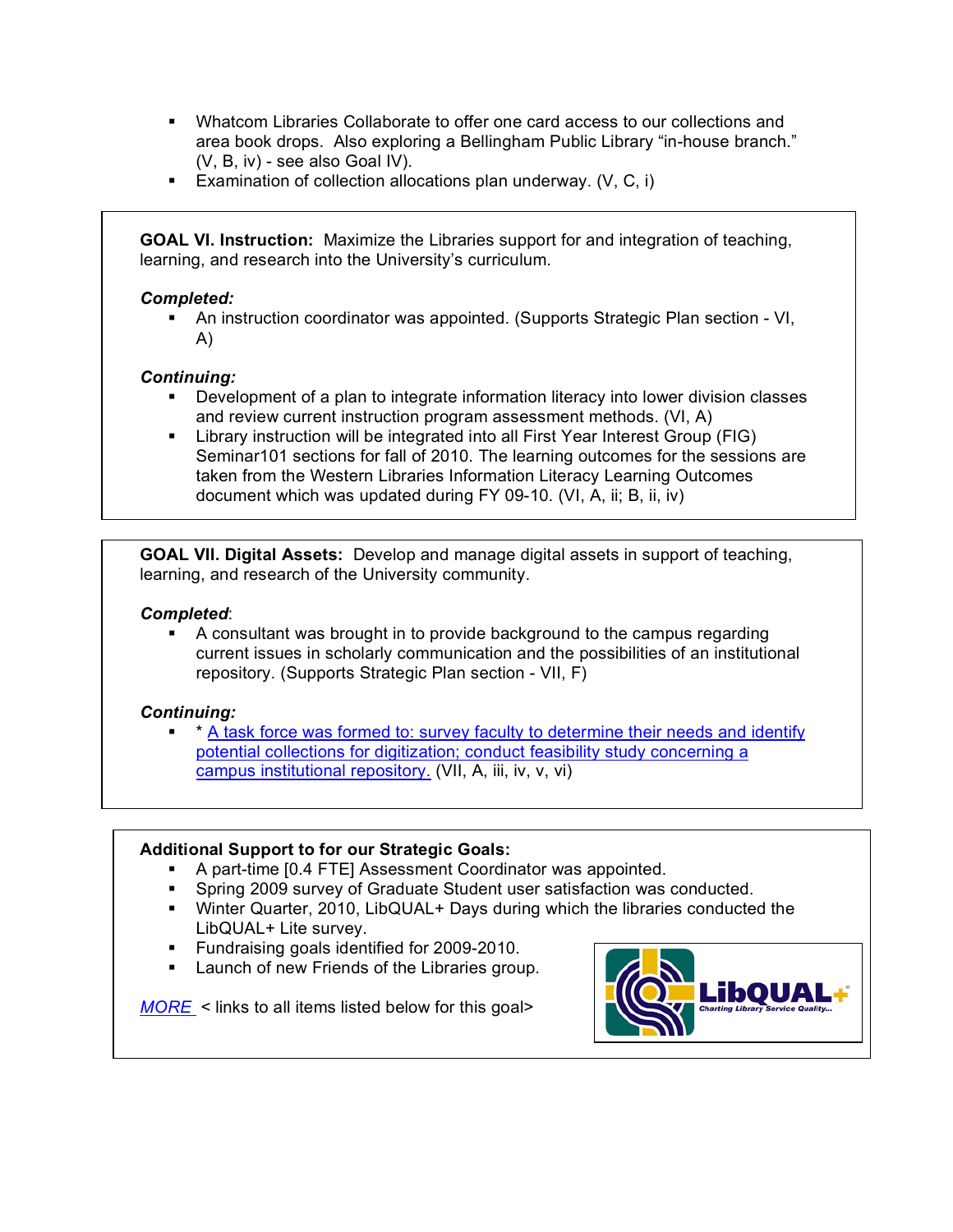- Whatcom Libraries Collaborate to offer one card access to our collections and area book drops. Also exploring a Bellingham Public Library "in-house branch." (V, B, iv) - see also Goal IV).
- Examination of collection allocations plan underway. (V, C, i)

**GOAL VI. Instruction:** Maximize the Libraries support for and integration of teaching, learning, and research into the University's curriculum.

***Completed:***

- An instruction coordinator was appointed. (Supports Strategic Plan section - VI, A)

***Continuing:***

- Development of a plan to integrate information literacy into lower division classes and review current instruction program assessment methods. (VI, A)
- Library instruction will be integrated into all First Year Interest Group (FIG) Seminar101 sections for fall of 2010. The learning outcomes for the sessions are taken from the Western Libraries Information Literacy Learning Outcomes document which was updated during FY 09-10. (VI, A, ii; B, ii, iv)

**GOAL VII. Digital Assets:** Develop and manage digital assets in support of teaching, learning, and research of the University community.

***Completed***:

- A consultant was brought in to provide background to the campus regarding current issues in scholarly communication and the possibilities of an institutional repository. (Supports Strategic Plan section - VII, F)

***Continuing:***

- * A task force was formed to: survey faculty to determine their needs and identify potential collections for digitization; conduct feasibility study concerning a campus institutional repository. (VII, A, iii, iv, v, vi)

**Additional Support to for our Strategic Goals:**

- A part-time [0.4 FTE] Assessment Coordinator was appointed.
- Spring 2009 survey of Graduate Student user satisfaction was conducted.
- Winter Quarter, 2010, LibQUAL+ Days during which the libraries conducted the LibQUAL+ Lite survey.
- Fundraising goals identified for 2009-2010.
- Launch of new Friends of the Libraries group.

*MORE* < links to all items listed below for this goal>

LibQUAL+ Charting Library Service Quality...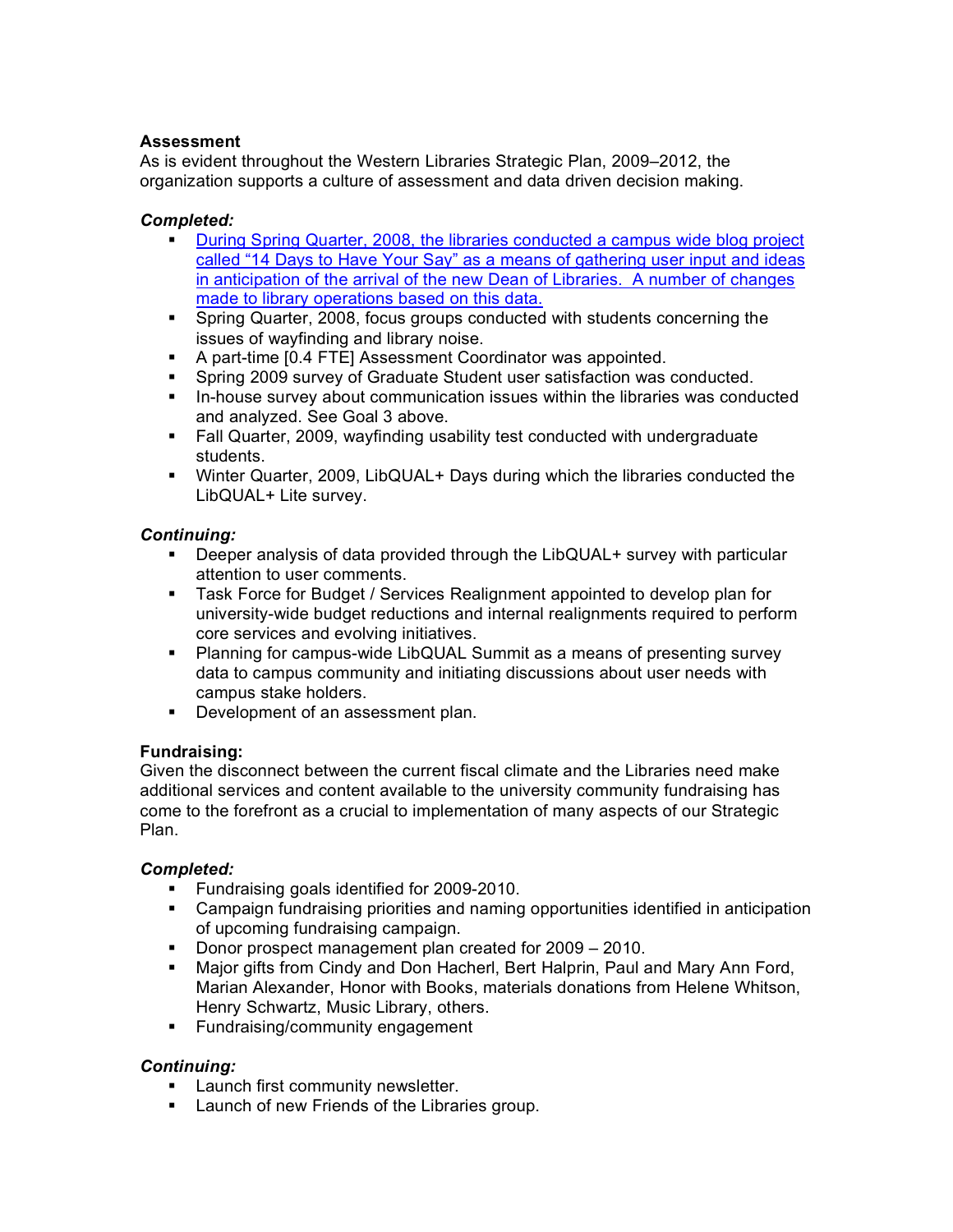**Assessment**

As is evident throughout the Western Libraries Strategic Plan, 2009–2012, the organization supports a culture of assessment and data driven decision making.

***Completed:***

- During Spring Quarter, 2008, the libraries conducted a campus wide blog project called "14 Days to Have Your Say" as a means of gathering user input and ideas in anticipation of the arrival of the new Dean of Libraries. A number of changes made to library operations based on this data.
- Spring Quarter, 2008, focus groups conducted with students concerning the issues of wayfinding and library noise.
- A part-time [0.4 FTE] Assessment Coordinator was appointed.
- Spring 2009 survey of Graduate Student user satisfaction was conducted.
- In-house survey about communication issues within the libraries was conducted and analyzed. See Goal 3 above.
- Fall Quarter, 2009, wayfinding usability test conducted with undergraduate students.
- Winter Quarter, 2009, LibQUAL+ Days during which the libraries conducted the LibQUAL+ Lite survey.

***Continuing:***

- Deeper analysis of data provided through the LibQUAL+ survey with particular attention to user comments.
- Task Force for Budget / Services Realignment appointed to develop plan for university-wide budget reductions and internal realignments required to perform core services and evolving initiatives.
- Planning for campus-wide LibQUAL Summit as a means of presenting survey data to campus community and initiating discussions about user needs with campus stake holders.
- Development of an assessment plan.

**Fundraising:**

Given the disconnect between the current fiscal climate and the Libraries need make additional services and content available to the university community fundraising has come to the forefront as a crucial to implementation of many aspects of our Strategic Plan.

***Completed:***

- Fundraising goals identified for 2009-2010.
- Campaign fundraising priorities and naming opportunities identified in anticipation of upcoming fundraising campaign.
- Donor prospect management plan created for 2009 – 2010.
- Major gifts from Cindy and Don Hacherl, Bert Halprin, Paul and Mary Ann Ford, Marian Alexander, Honor with Books, materials donations from Helene Whitson, Henry Schwartz, Music Library, others.
- Fundraising/community engagement

***Continuing:***

- Launch first community newsletter.
- Launch of new Friends of the Libraries group.